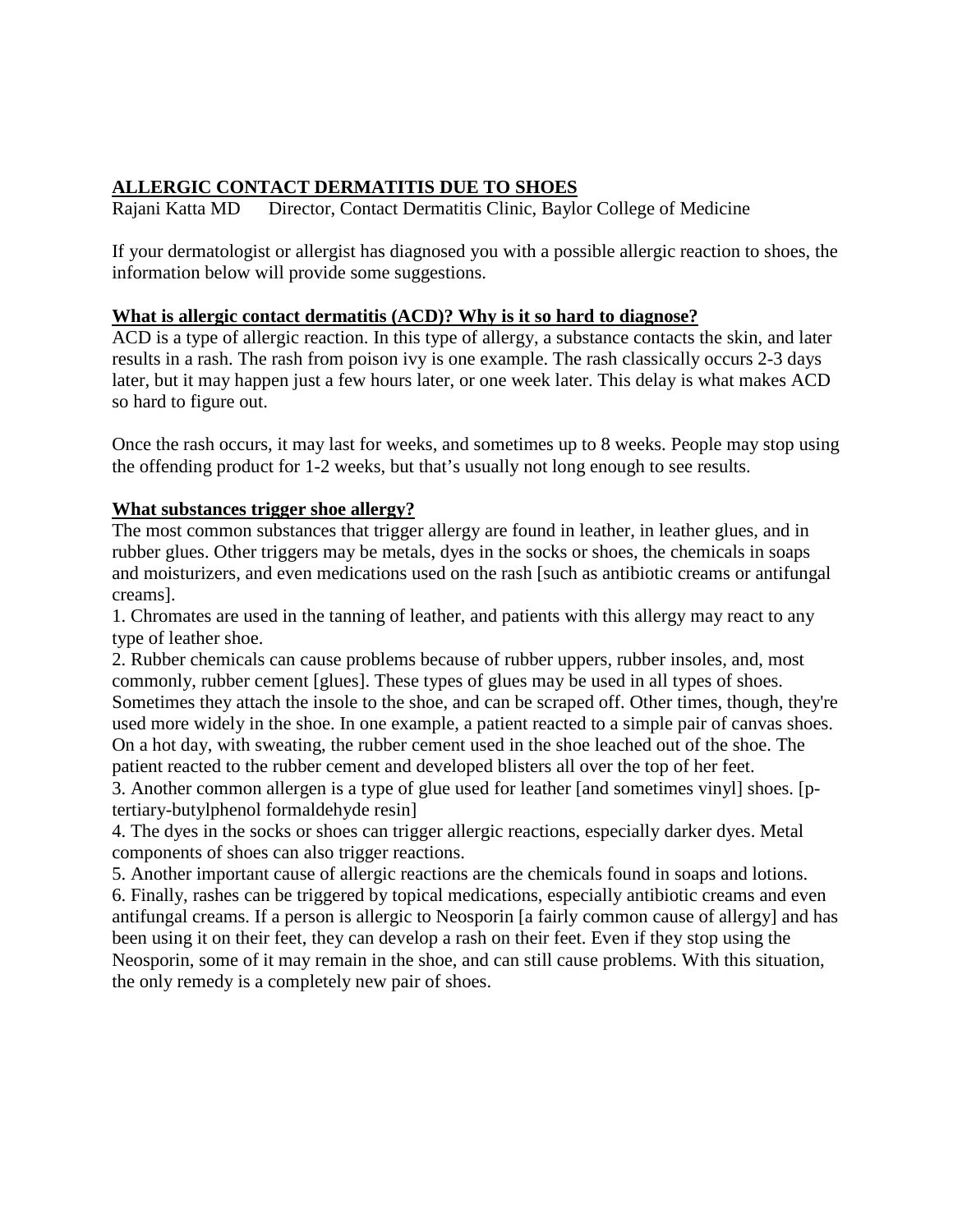# ALLERGIC CONTACT DERMATITIS DUE TO SHOES

Rajani Katta MD  Director, Contact Dermatitis Clinic, Baylor College of Medicine

If your dermatologist or allergist has diagnosed you with a possible allergic reaction to shoes, the information below will provide some suggestions.

## What is allergic contact dermatitis (ACD)? Why is it so hard to diagnose?

ACD is a type of allergic reaction. In this type of allergy, a substance contacts the skin, and later results in a rash. The rash from poison ivy is one example. The rash classically occurs 2-3 days later, but it may happen just a few hours later, or one week later. This delay is what makes ACD so hard to figure out.

Once the rash occurs, it may last for weeks, and sometimes up to 8 weeks. People may stop using the offending product for 1-2 weeks, but that's usually not long enough to see results.

## What substances trigger shoe allergy?

The most common substances that trigger allergy are found in leather, in leather glues, and in rubber glues. Other triggers may be metals, dyes in the socks or shoes, the chemicals in soaps and moisturizers, and even medications used on the rash [such as antibiotic creams or antifungal creams].

1. Chromates are used in the tanning of leather, and patients with this allergy may react to any type of leather shoe.
2. Rubber chemicals can cause problems because of rubber uppers, rubber insoles, and, most commonly, rubber cement [glues]. These types of glues may be used in all types of shoes. Sometimes they attach the insole to the shoe, and can be scraped off. Other times, though, they're used more widely in the shoe. In one example, a patient reacted to a simple pair of canvas shoes. On a hot day, with sweating, the rubber cement used in the shoe leached out of the shoe. The patient reacted to the rubber cement and developed blisters all over the top of her feet.
3. Another common allergen is a type of glue used for leather [and sometimes vinyl] shoes. [p-tertiary-butylphenol formaldehyde resin]
4. The dyes in the socks or shoes can trigger allergic reactions, especially darker dyes. Metal components of shoes can also trigger reactions.
5. Another important cause of allergic reactions are the chemicals found in soaps and lotions.
6. Finally, rashes can be triggered by topical medications, especially antibiotic creams and even antifungal creams. If a person is allergic to Neosporin [a fairly common cause of allergy] and has been using it on their feet, they can develop a rash on their feet. Even if they stop using the Neosporin, some of it may remain in the shoe, and can still cause problems. With this situation, the only remedy is a completely new pair of shoes.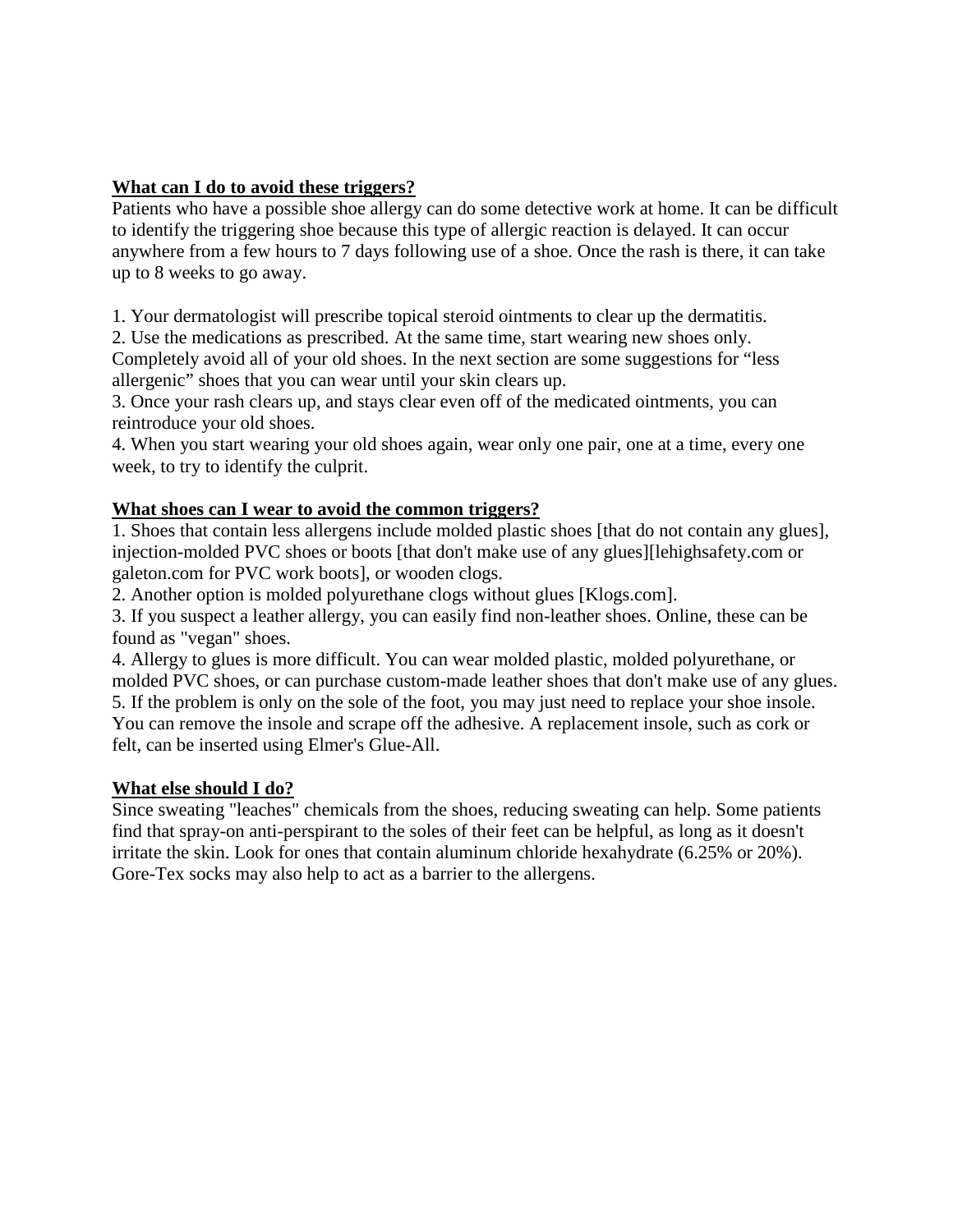**What can I do to avoid these triggers?**

Patients who have a possible shoe allergy can do some detective work at home. It can be difficult to identify the triggering shoe because this type of allergic reaction is delayed. It can occur anywhere from a few hours to 7 days following use of a shoe. Once the rash is there, it can take up to 8 weeks to go away.

1. Your dermatologist will prescribe topical steroid ointments to clear up the dermatitis.
2. Use the medications as prescribed. At the same time, start wearing new shoes only. Completely avoid all of your old shoes. In the next section are some suggestions for "less allergenic" shoes that you can wear until your skin clears up.
3. Once your rash clears up, and stays clear even off of the medicated ointments, you can reintroduce your old shoes.
4. When you start wearing your old shoes again, wear only one pair, one at a time, every one week, to try to identify the culprit.

**What shoes can I wear to avoid the common triggers?**

1. Shoes that contain less allergens include molded plastic shoes [that do not contain any glues], injection-molded PVC shoes or boots [that don't make use of any glues][lehighsafety.com or galeton.com for PVC work boots], or wooden clogs.
2. Another option is molded polyurethane clogs without glues [Klogs.com].
3. If you suspect a leather allergy, you can easily find non-leather shoes. Online, these can be found as "vegan" shoes.
4. Allergy to glues is more difficult. You can wear molded plastic, molded polyurethane, or molded PVC shoes, or can purchase custom-made leather shoes that don't make use of any glues.
5. If the problem is only on the sole of the foot, you may just need to replace your shoe insole. You can remove the insole and scrape off the adhesive. A replacement insole, such as cork or felt, can be inserted using Elmer's Glue-All.

**What else should I do?**

Since sweating "leaches" chemicals from the shoes, reducing sweating can help. Some patients find that spray-on anti-perspirant to the soles of their feet can be helpful, as long as it doesn't irritate the skin. Look for ones that contain aluminum chloride hexahydrate (6.25% or 20%). Gore-Tex socks may also help to act as a barrier to the allergens.